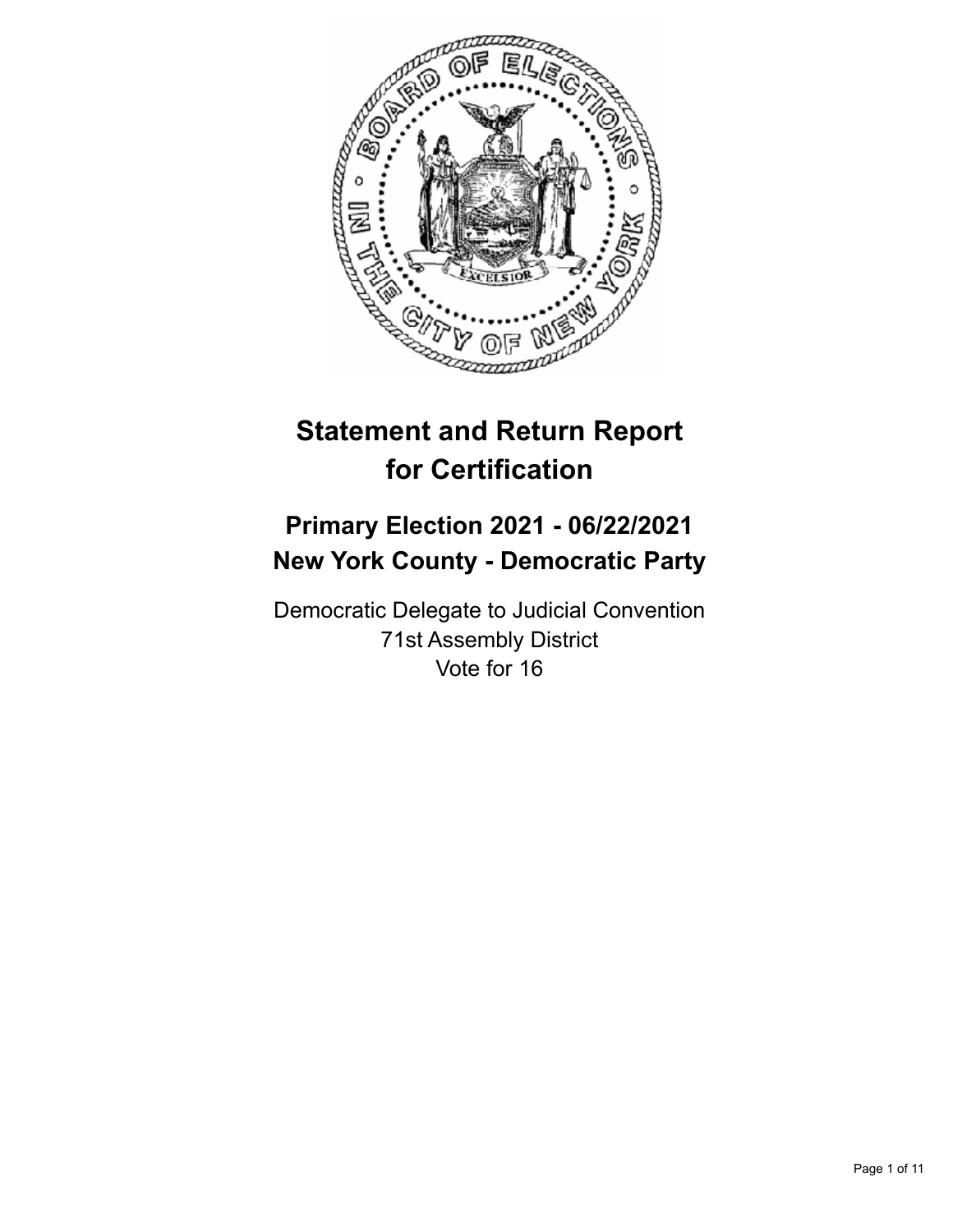# Statement and Return Report for Certification

## Primary Election 2021 - 06/22/2021
## New York County - Democratic Party

Democratic Delegate to Judicial Convention
71st Assembly District
Vote for 16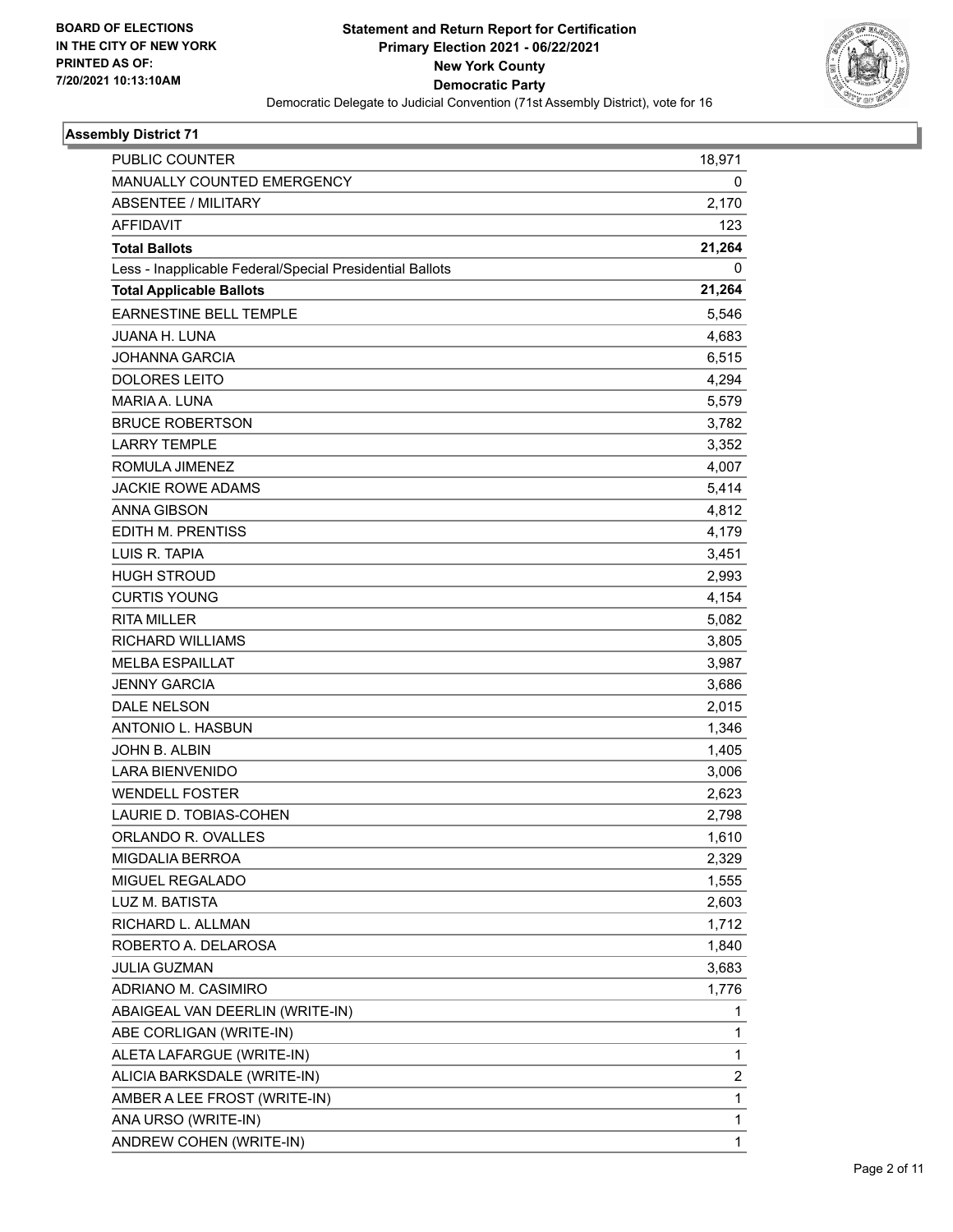**BOARD OF ELECTIONS IN THE CITY OF NEW YORK PRINTED AS OF: 7/20/2021 10:13:10AM**

# Statement and Return Report for Certification
## Primary Election 2021 - 06/22/2021
## New York County
## Democratic Party

Democratic Delegate to Judicial Convention (71st Assembly District), vote for 16

### Assembly District 71

| | |
|---|---|
| PUBLIC COUNTER | 18,971 |
| MANUALLY COUNTED EMERGENCY | 0 |
| ABSENTEE / MILITARY | 2,170 |
| AFFIDAVIT | 123 |
| **Total Ballots** | **21,264** |
| Less - Inapplicable Federal/Special Presidential Ballots | 0 |
| **Total Applicable Ballots** | **21,264** |
| EARNESTINE BELL TEMPLE | 5,546 |
| JUANA H. LUNA | 4,683 |
| JOHANNA GARCIA | 6,515 |
| DOLORES LEITO | 4,294 |
| MARIA A. LUNA | 5,579 |
| BRUCE ROBERTSON | 3,782 |
| LARRY TEMPLE | 3,352 |
| ROMULA JIMENEZ | 4,007 |
| JACKIE ROWE ADAMS | 5,414 |
| ANNA GIBSON | 4,812 |
| EDITH M. PRENTISS | 4,179 |
| LUIS R. TAPIA | 3,451 |
| HUGH STROUD | 2,993 |
| CURTIS YOUNG | 4,154 |
| RITA MILLER | 5,082 |
| RICHARD WILLIAMS | 3,805 |
| MELBA ESPAILLAT | 3,987 |
| JENNY GARCIA | 3,686 |
| DALE NELSON | 2,015 |
| ANTONIO L. HASBUN | 1,346 |
| JOHN B. ALBIN | 1,405 |
| LARA BIENVENIDO | 3,006 |
| WENDELL FOSTER | 2,623 |
| LAURIE D. TOBIAS-COHEN | 2,798 |
| ORLANDO R. OVALLES | 1,610 |
| MIGDALIA BERROA | 2,329 |
| MIGUEL REGALADO | 1,555 |
| LUZ M. BATISTA | 2,603 |
| RICHARD L. ALLMAN | 1,712 |
| ROBERTO A. DELAROSA | 1,840 |
| JULIA GUZMAN | 3,683 |
| ADRIANO M. CASIMIRO | 1,776 |
| ABAIGEAL VAN DEERLIN (WRITE-IN) | 1 |
| ABE CORLIGAN (WRITE-IN) | 1 |
| ALETA LAFARGUE (WRITE-IN) | 1 |
| ALICIA BARKSDALE (WRITE-IN) | 2 |
| AMBER A LEE FROST (WRITE-IN) | 1 |
| ANA URSO (WRITE-IN) | 1 |
| ANDREW COHEN (WRITE-IN) | 1 |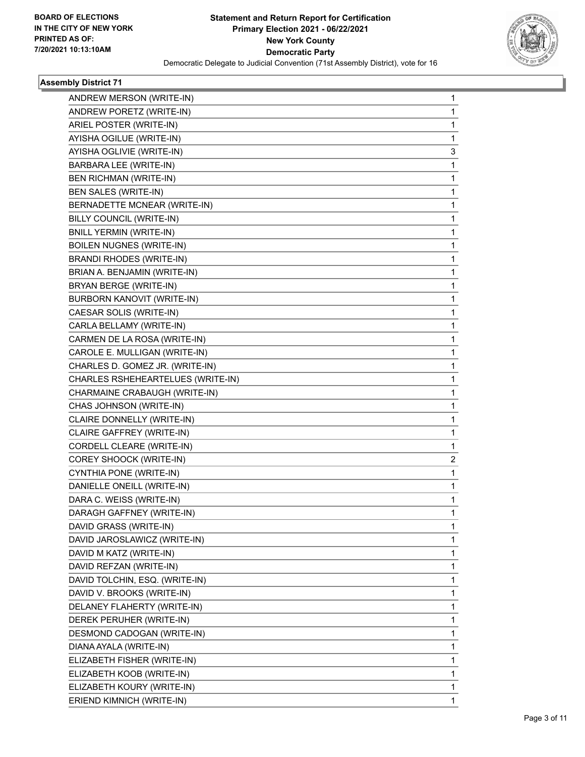**BOARD OF ELECTIONS IN THE CITY OF NEW YORK PRINTED AS OF: 7/20/2021 10:13:10AM**

**Statement and Return Report for Certification**
**Primary Election 2021 - 06/22/2021**
**New York County**
**Democratic Party**
Democratic Delegate to Judicial Convention (71st Assembly District), vote for 16

### Assembly District 71

| Candidate | Votes |
|---|---|
| ANDREW MERSON (WRITE-IN) | 1 |
| ANDREW PORETZ (WRITE-IN) | 1 |
| ARIEL POSTER (WRITE-IN) | 1 |
| AYISHA OGILUE (WRITE-IN) | 1 |
| AYISHA OGLIVIE (WRITE-IN) | 3 |
| BARBARA LEE (WRITE-IN) | 1 |
| BEN RICHMAN (WRITE-IN) | 1 |
| BEN SALES (WRITE-IN) | 1 |
| BERNADETTE MCNEAR (WRITE-IN) | 1 |
| BILLY COUNCIL (WRITE-IN) | 1 |
| BNILL YERMIN (WRITE-IN) | 1 |
| BOILEN NUGNES (WRITE-IN) | 1 |
| BRANDI RHODES (WRITE-IN) | 1 |
| BRIAN A. BENJAMIN (WRITE-IN) | 1 |
| BRYAN BERGE (WRITE-IN) | 1 |
| BURBORN KANOVIT (WRITE-IN) | 1 |
| CAESAR SOLIS (WRITE-IN) | 1 |
| CARLA BELLAMY (WRITE-IN) | 1 |
| CARMEN DE LA ROSA (WRITE-IN) | 1 |
| CAROLE E. MULLIGAN (WRITE-IN) | 1 |
| CHARLES D. GOMEZ JR. (WRITE-IN) | 1 |
| CHARLES RSHEHEARTELUES (WRITE-IN) | 1 |
| CHARMAINE CRABAUGH (WRITE-IN) | 1 |
| CHAS JOHNSON (WRITE-IN) | 1 |
| CLAIRE DONNELLY (WRITE-IN) | 1 |
| CLAIRE GAFFREY (WRITE-IN) | 1 |
| CORDELL CLEARE (WRITE-IN) | 1 |
| COREY SHOOCK (WRITE-IN) | 2 |
| CYNTHIA PONE (WRITE-IN) | 1 |
| DANIELLE ONEILL (WRITE-IN) | 1 |
| DARA C. WEISS (WRITE-IN) | 1 |
| DARAGH GAFFNEY (WRITE-IN) | 1 |
| DAVID GRASS (WRITE-IN) | 1 |
| DAVID JAROSLAWICZ (WRITE-IN) | 1 |
| DAVID M KATZ (WRITE-IN) | 1 |
| DAVID REFZAN (WRITE-IN) | 1 |
| DAVID TOLCHIN, ESQ. (WRITE-IN) | 1 |
| DAVID V. BROOKS (WRITE-IN) | 1 |
| DELANEY FLAHERTY (WRITE-IN) | 1 |
| DEREK PERUHER (WRITE-IN) | 1 |
| DESMOND CADOGAN (WRITE-IN) | 1 |
| DIANA AYALA (WRITE-IN) | 1 |
| ELIZABETH FISHER (WRITE-IN) | 1 |
| ELIZABETH KOOB (WRITE-IN) | 1 |
| ELIZABETH KOURY (WRITE-IN) | 1 |
| ERIEND KIMNICH (WRITE-IN) | 1 |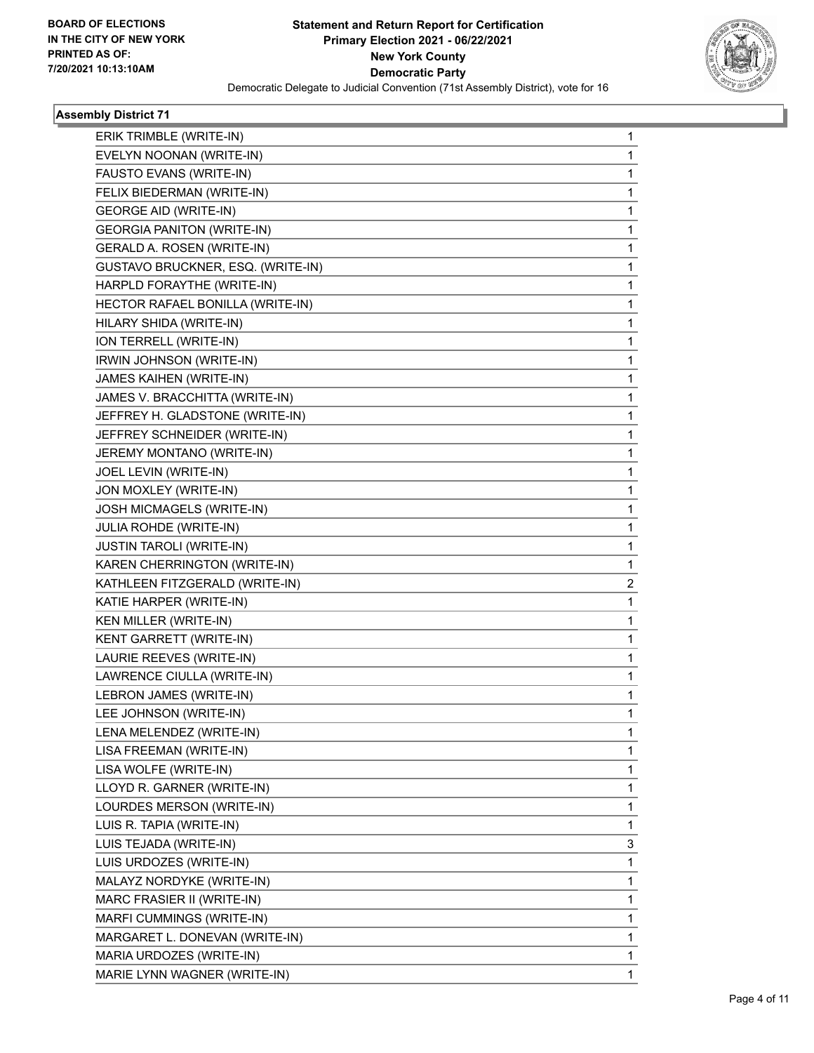**BOARD OF ELECTIONS IN THE CITY OF NEW YORK PRINTED AS OF: 7/20/2021 10:13:10AM**

**Statement and Return Report for Certification Primary Election 2021 - 06/22/2021 New York County Democratic Party**

Democratic Delegate to Judicial Convention (71st Assembly District), vote for 16

### Assembly District 71

| | |
|---|---|
| ERIK TRIMBLE (WRITE-IN) | 1 |
| EVELYN NOONAN (WRITE-IN) | 1 |
| FAUSTO EVANS (WRITE-IN) | 1 |
| FELIX BIEDERMAN (WRITE-IN) | 1 |
| GEORGE AID (WRITE-IN) | 1 |
| GEORGIA PANITON (WRITE-IN) | 1 |
| GERALD A. ROSEN (WRITE-IN) | 1 |
| GUSTAVO BRUCKNER, ESQ. (WRITE-IN) | 1 |
| HARPLD FORAYTHE (WRITE-IN) | 1 |
| HECTOR RAFAEL BONILLA (WRITE-IN) | 1 |
| HILARY SHIDA (WRITE-IN) | 1 |
| ION TERRELL (WRITE-IN) | 1 |
| IRWIN JOHNSON (WRITE-IN) | 1 |
| JAMES KAIHEN (WRITE-IN) | 1 |
| JAMES V. BRACCHITTA (WRITE-IN) | 1 |
| JEFFREY H. GLADSTONE (WRITE-IN) | 1 |
| JEFFREY SCHNEIDER (WRITE-IN) | 1 |
| JEREMY MONTANO (WRITE-IN) | 1 |
| JOEL LEVIN (WRITE-IN) | 1 |
| JON MOXLEY (WRITE-IN) | 1 |
| JOSH MICMAGELS (WRITE-IN) | 1 |
| JULIA ROHDE (WRITE-IN) | 1 |
| JUSTIN TAROLI (WRITE-IN) | 1 |
| KAREN CHERRINGTON (WRITE-IN) | 1 |
| KATHLEEN FITZGERALD (WRITE-IN) | 2 |
| KATIE HARPER (WRITE-IN) | 1 |
| KEN MILLER (WRITE-IN) | 1 |
| KENT GARRETT (WRITE-IN) | 1 |
| LAURIE REEVES (WRITE-IN) | 1 |
| LAWRENCE CIULLA (WRITE-IN) | 1 |
| LEBRON JAMES (WRITE-IN) | 1 |
| LEE JOHNSON (WRITE-IN) | 1 |
| LENA MELENDEZ (WRITE-IN) | 1 |
| LISA FREEMAN (WRITE-IN) | 1 |
| LISA WOLFE (WRITE-IN) | 1 |
| LLOYD R. GARNER (WRITE-IN) | 1 |
| LOURDES MERSON (WRITE-IN) | 1 |
| LUIS R. TAPIA (WRITE-IN) | 1 |
| LUIS TEJADA (WRITE-IN) | 3 |
| LUIS URDOZES (WRITE-IN) | 1 |
| MALAYZ NORDYKE (WRITE-IN) | 1 |
| MARC FRASIER II (WRITE-IN) | 1 |
| MARFI CUMMINGS (WRITE-IN) | 1 |
| MARGARET L. DONEVAN (WRITE-IN) | 1 |
| MARIA URDOZES (WRITE-IN) | 1 |
| MARIE LYNN WAGNER (WRITE-IN) | 1 |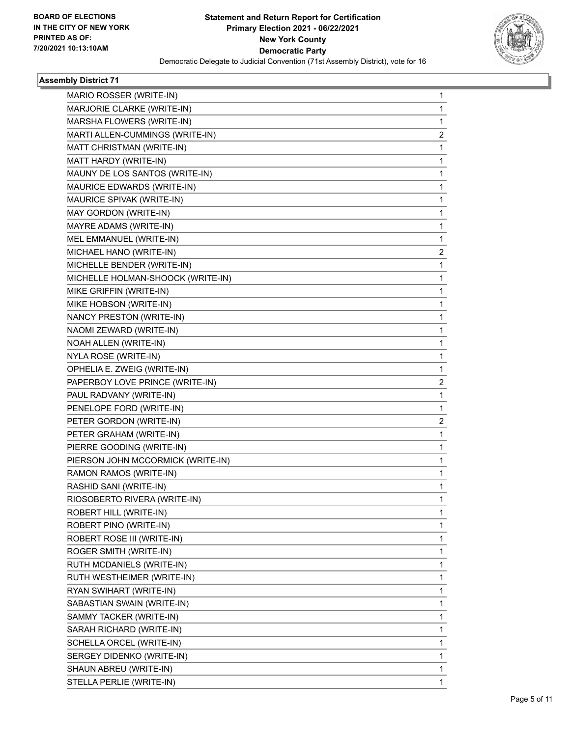**BOARD OF ELECTIONS IN THE CITY OF NEW YORK PRINTED AS OF: 7/20/2021 10:13:10AM**

**Statement and Return Report for Certification Primary Election 2021 - 06/22/2021 New York County Democratic Party**

Democratic Delegate to Judicial Convention (71st Assembly District), vote for 16

### Assembly District 71

| | |
|---|---|
| MARIO ROSSER (WRITE-IN) | 1 |
| MARJORIE CLARKE (WRITE-IN) | 1 |
| MARSHA FLOWERS (WRITE-IN) | 1 |
| MARTI ALLEN-CUMMINGS (WRITE-IN) | 2 |
| MATT CHRISTMAN (WRITE-IN) | 1 |
| MATT HARDY (WRITE-IN) | 1 |
| MAUNY DE LOS SANTOS (WRITE-IN) | 1 |
| MAURICE EDWARDS (WRITE-IN) | 1 |
| MAURICE SPIVAK (WRITE-IN) | 1 |
| MAY GORDON (WRITE-IN) | 1 |
| MAYRE ADAMS (WRITE-IN) | 1 |
| MEL EMMANUEL (WRITE-IN) | 1 |
| MICHAEL HANO (WRITE-IN) | 2 |
| MICHELLE BENDER (WRITE-IN) | 1 |
| MICHELLE HOLMAN-SHOOCK (WRITE-IN) | 1 |
| MIKE GRIFFIN (WRITE-IN) | 1 |
| MIKE HOBSON (WRITE-IN) | 1 |
| NANCY PRESTON (WRITE-IN) | 1 |
| NAOMI ZEWARD (WRITE-IN) | 1 |
| NOAH ALLEN (WRITE-IN) | 1 |
| NYLA ROSE (WRITE-IN) | 1 |
| OPHELIA E. ZWEIG (WRITE-IN) | 1 |
| PAPERBOY LOVE PRINCE (WRITE-IN) | 2 |
| PAUL RADVANY (WRITE-IN) | 1 |
| PENELOPE FORD (WRITE-IN) | 1 |
| PETER GORDON (WRITE-IN) | 2 |
| PETER GRAHAM (WRITE-IN) | 1 |
| PIERRE GOODING (WRITE-IN) | 1 |
| PIERSON JOHN MCCORMICK (WRITE-IN) | 1 |
| RAMON RAMOS (WRITE-IN) | 1 |
| RASHID SANI (WRITE-IN) | 1 |
| RIOSOBERTO RIVERA (WRITE-IN) | 1 |
| ROBERT HILL (WRITE-IN) | 1 |
| ROBERT PINO (WRITE-IN) | 1 |
| ROBERT ROSE III (WRITE-IN) | 1 |
| ROGER SMITH (WRITE-IN) | 1 |
| RUTH MCDANIELS (WRITE-IN) | 1 |
| RUTH WESTHEIMER (WRITE-IN) | 1 |
| RYAN SWIHART (WRITE-IN) | 1 |
| SABASTIAN SWAIN (WRITE-IN) | 1 |
| SAMMY TACKER (WRITE-IN) | 1 |
| SARAH RICHARD (WRITE-IN) | 1 |
| SCHELLA ORCEL (WRITE-IN) | 1 |
| SERGEY DIDENKO (WRITE-IN) | 1 |
| SHAUN ABREU (WRITE-IN) | 1 |
| STELLA PERLIE (WRITE-IN) | 1 |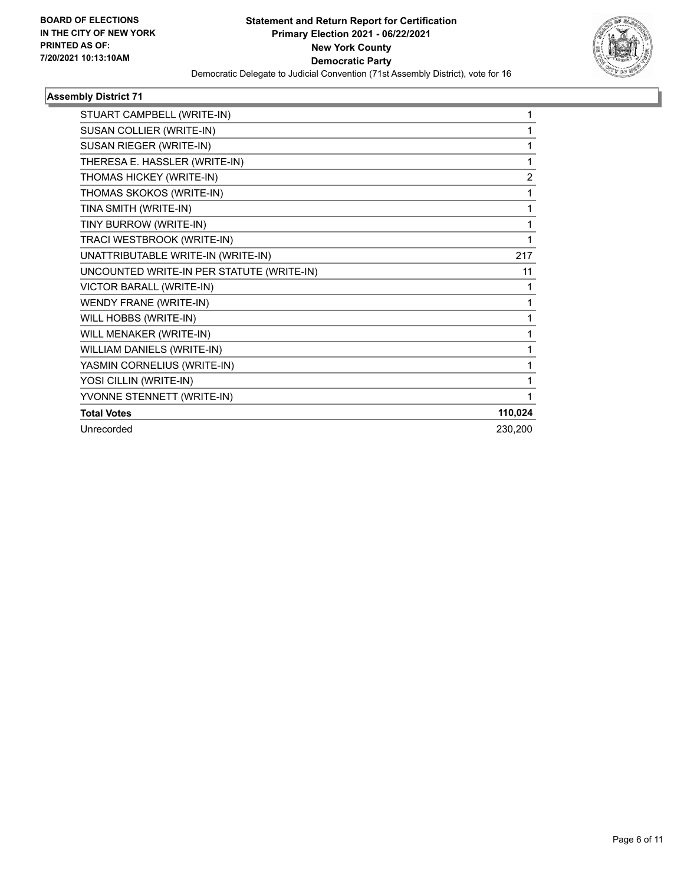**BOARD OF ELECTIONS IN THE CITY OF NEW YORK PRINTED AS OF: 7/20/2021 10:13:10AM**

**Statement and Return Report for Certification Primary Election 2021 - 06/22/2021 New York County Democratic Party**

Democratic Delegate to Judicial Convention (71st Assembly District), vote for 16

### Assembly District 71

| | |
|---|---|
| STUART CAMPBELL (WRITE-IN) | 1 |
| SUSAN COLLIER (WRITE-IN) | 1 |
| SUSAN RIEGER (WRITE-IN) | 1 |
| THERESA E. HASSLER (WRITE-IN) | 1 |
| THOMAS HICKEY (WRITE-IN) | 2 |
| THOMAS SKOKOS (WRITE-IN) | 1 |
| TINA SMITH (WRITE-IN) | 1 |
| TINY BURROW (WRITE-IN) | 1 |
| TRACI WESTBROOK (WRITE-IN) | 1 |
| UNATTRIBUTABLE WRITE-IN (WRITE-IN) | 217 |
| UNCOUNTED WRITE-IN PER STATUTE (WRITE-IN) | 11 |
| VICTOR BARALL (WRITE-IN) | 1 |
| WENDY FRANE (WRITE-IN) | 1 |
| WILL HOBBS (WRITE-IN) | 1 |
| WILL MENAKER (WRITE-IN) | 1 |
| WILLIAM DANIELS (WRITE-IN) | 1 |
| YASMIN CORNELIUS (WRITE-IN) | 1 |
| YOSI CILLIN (WRITE-IN) | 1 |
| YVONNE STENNETT (WRITE-IN) | 1 |
| **Total Votes** | **110,024** |
| Unrecorded | 230,200 |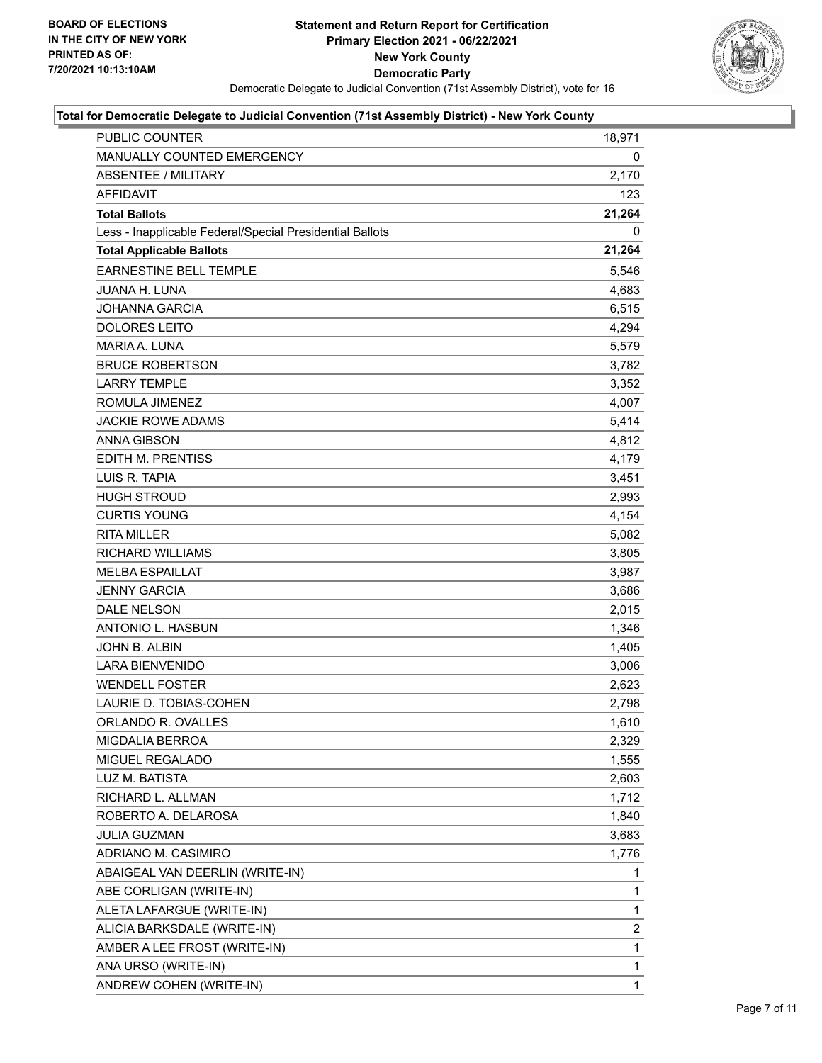**BOARD OF ELECTIONS IN THE CITY OF NEW YORK PRINTED AS OF: 7/20/2021 10:13:10AM**

# Statement and Return Report for Certification
## Primary Election 2021 - 06/22/2021
## New York County
## Democratic Party

Democratic Delegate to Judicial Convention (71st Assembly District), vote for 16

### Total for Democratic Delegate to Judicial Convention (71st Assembly District) - New York County

| | |
|---|---|
| PUBLIC COUNTER | 18,971 |
| MANUALLY COUNTED EMERGENCY | 0 |
| ABSENTEE / MILITARY | 2,170 |
| AFFIDAVIT | 123 |
| **Total Ballots** | **21,264** |
| Less - Inapplicable Federal/Special Presidential Ballots | 0 |
| **Total Applicable Ballots** | **21,264** |
| EARNESTINE BELL TEMPLE | 5,546 |
| JUANA H. LUNA | 4,683 |
| JOHANNA GARCIA | 6,515 |
| DOLORES LEITO | 4,294 |
| MARIA A. LUNA | 5,579 |
| BRUCE ROBERTSON | 3,782 |
| LARRY TEMPLE | 3,352 |
| ROMULA JIMENEZ | 4,007 |
| JACKIE ROWE ADAMS | 5,414 |
| ANNA GIBSON | 4,812 |
| EDITH M. PRENTISS | 4,179 |
| LUIS R. TAPIA | 3,451 |
| HUGH STROUD | 2,993 |
| CURTIS YOUNG | 4,154 |
| RITA MILLER | 5,082 |
| RICHARD WILLIAMS | 3,805 |
| MELBA ESPAILLAT | 3,987 |
| JENNY GARCIA | 3,686 |
| DALE NELSON | 2,015 |
| ANTONIO L. HASBUN | 1,346 |
| JOHN B. ALBIN | 1,405 |
| LARA BIENVENIDO | 3,006 |
| WENDELL FOSTER | 2,623 |
| LAURIE D. TOBIAS-COHEN | 2,798 |
| ORLANDO R. OVALLES | 1,610 |
| MIGDALIA BERROA | 2,329 |
| MIGUEL REGALADO | 1,555 |
| LUZ M. BATISTA | 2,603 |
| RICHARD L. ALLMAN | 1,712 |
| ROBERTO A. DELAROSA | 1,840 |
| JULIA GUZMAN | 3,683 |
| ADRIANO M. CASIMIRO | 1,776 |
| ABAIGEAL VAN DEERLIN (WRITE-IN) | 1 |
| ABE CORLIGAN (WRITE-IN) | 1 |
| ALETA LAFARGUE (WRITE-IN) | 1 |
| ALICIA BARKSDALE (WRITE-IN) | 2 |
| AMBER A LEE FROST (WRITE-IN) | 1 |
| ANA URSO (WRITE-IN) | 1 |
| ANDREW COHEN (WRITE-IN) | 1 |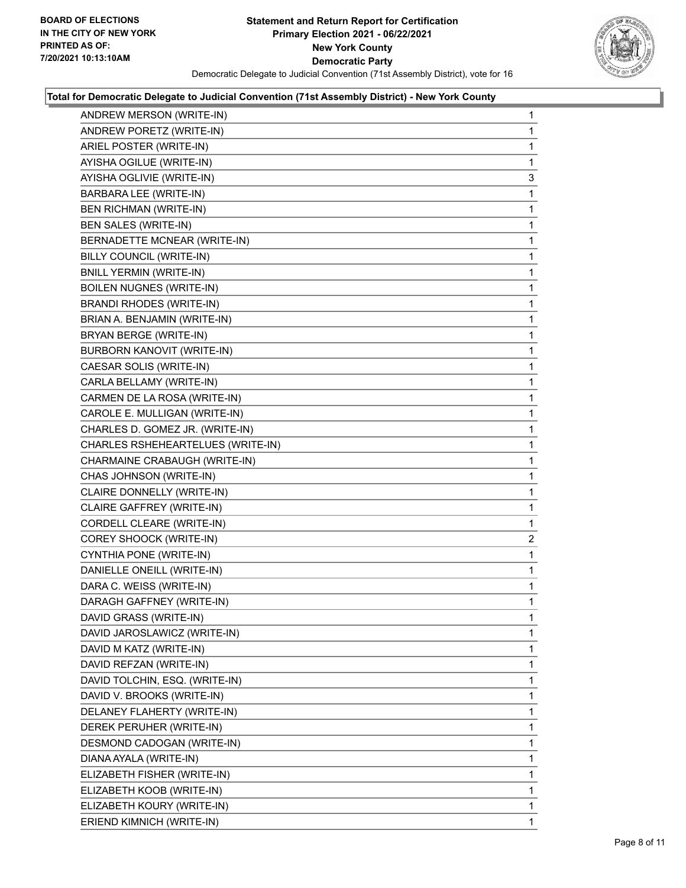**BOARD OF ELECTIONS IN THE CITY OF NEW YORK PRINTED AS OF: 7/20/2021 10:13:10AM**

**Statement and Return Report for Certification Primary Election 2021 - 06/22/2021 New York County Democratic Party**

Democratic Delegate to Judicial Convention (71st Assembly District), vote for 16

**Total for Democratic Delegate to Judicial Convention (71st Assembly District) - New York County**

| | |
|---|---|
| ANDREW MERSON (WRITE-IN) | 1 |
| ANDREW PORETZ (WRITE-IN) | 1 |
| ARIEL POSTER (WRITE-IN) | 1 |
| AYISHA OGILUE (WRITE-IN) | 1 |
| AYISHA OGLIVIE (WRITE-IN) | 3 |
| BARBARA LEE (WRITE-IN) | 1 |
| BEN RICHMAN (WRITE-IN) | 1 |
| BEN SALES (WRITE-IN) | 1 |
| BERNADETTE MCNEAR (WRITE-IN) | 1 |
| BILLY COUNCIL (WRITE-IN) | 1 |
| BNILL YERMIN (WRITE-IN) | 1 |
| BOILEN NUGNES (WRITE-IN) | 1 |
| BRANDI RHODES (WRITE-IN) | 1 |
| BRIAN A. BENJAMIN (WRITE-IN) | 1 |
| BRYAN BERGE (WRITE-IN) | 1 |
| BURBORN KANOVIT (WRITE-IN) | 1 |
| CAESAR SOLIS (WRITE-IN) | 1 |
| CARLA BELLAMY (WRITE-IN) | 1 |
| CARMEN DE LA ROSA (WRITE-IN) | 1 |
| CAROLE E. MULLIGAN (WRITE-IN) | 1 |
| CHARLES D. GOMEZ JR. (WRITE-IN) | 1 |
| CHARLES RSHEHEARTELUES (WRITE-IN) | 1 |
| CHARMAINE CRABAUGH (WRITE-IN) | 1 |
| CHAS JOHNSON (WRITE-IN) | 1 |
| CLAIRE DONNELLY (WRITE-IN) | 1 |
| CLAIRE GAFFREY (WRITE-IN) | 1 |
| CORDELL CLEARE (WRITE-IN) | 1 |
| COREY SHOOCK (WRITE-IN) | 2 |
| CYNTHIA PONE (WRITE-IN) | 1 |
| DANIELLE ONEILL (WRITE-IN) | 1 |
| DARA C. WEISS (WRITE-IN) | 1 |
| DARAGH GAFFNEY (WRITE-IN) | 1 |
| DAVID GRASS (WRITE-IN) | 1 |
| DAVID JAROSLAWICZ (WRITE-IN) | 1 |
| DAVID M KATZ (WRITE-IN) | 1 |
| DAVID REFZAN (WRITE-IN) | 1 |
| DAVID TOLCHIN, ESQ. (WRITE-IN) | 1 |
| DAVID V. BROOKS (WRITE-IN) | 1 |
| DELANEY FLAHERTY (WRITE-IN) | 1 |
| DEREK PERUHER (WRITE-IN) | 1 |
| DESMOND CADOGAN (WRITE-IN) | 1 |
| DIANA AYALA (WRITE-IN) | 1 |
| ELIZABETH FISHER (WRITE-IN) | 1 |
| ELIZABETH KOOB (WRITE-IN) | 1 |
| ELIZABETH KOURY (WRITE-IN) | 1 |
| ERIEND KIMNICH (WRITE-IN) | 1 |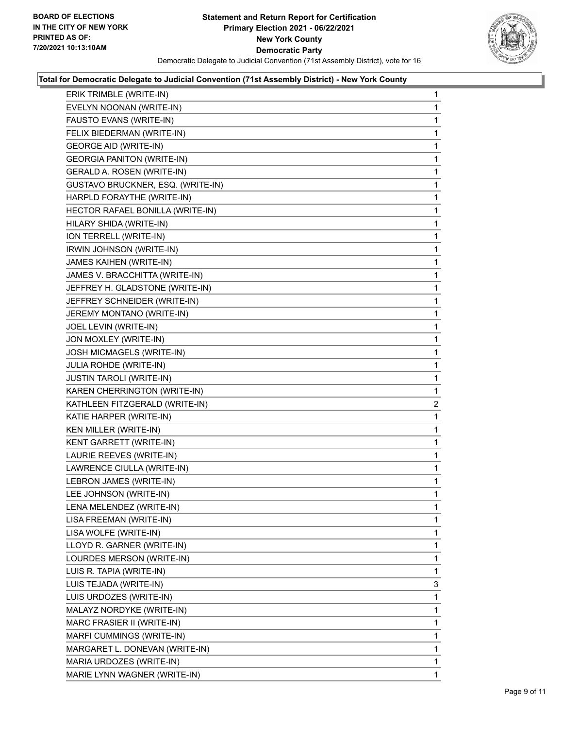BOARD OF ELECTIONS
IN THE CITY OF NEW YORK
PRINTED AS OF:
7/20/2021 10:13:10AM

**Statement and Return Report for Certification**
**Primary Election 2021 - 06/22/2021**
**New York County**
**Democratic Party**
Democratic Delegate to Judicial Convention (71st Assembly District), vote for 16

### Total for Democratic Delegate to Judicial Convention (71st Assembly District) - New York County

| | |
|---|---|
| ERIK TRIMBLE (WRITE-IN) | 1 |
| EVELYN NOONAN (WRITE-IN) | 1 |
| FAUSTO EVANS (WRITE-IN) | 1 |
| FELIX BIEDERMAN (WRITE-IN) | 1 |
| GEORGE AID (WRITE-IN) | 1 |
| GEORGIA PANITON (WRITE-IN) | 1 |
| GERALD A. ROSEN (WRITE-IN) | 1 |
| GUSTAVO BRUCKNER, ESQ. (WRITE-IN) | 1 |
| HARPLD FORAYTHE (WRITE-IN) | 1 |
| HECTOR RAFAEL BONILLA (WRITE-IN) | 1 |
| HILARY SHIDA (WRITE-IN) | 1 |
| ION TERRELL (WRITE-IN) | 1 |
| IRWIN JOHNSON (WRITE-IN) | 1 |
| JAMES KAIHEN (WRITE-IN) | 1 |
| JAMES V. BRACCHITTA (WRITE-IN) | 1 |
| JEFFREY H. GLADSTONE (WRITE-IN) | 1 |
| JEFFREY SCHNEIDER (WRITE-IN) | 1 |
| JEREMY MONTANO (WRITE-IN) | 1 |
| JOEL LEVIN (WRITE-IN) | 1 |
| JON MOXLEY (WRITE-IN) | 1 |
| JOSH MICMAGELS (WRITE-IN) | 1 |
| JULIA ROHDE (WRITE-IN) | 1 |
| JUSTIN TAROLI (WRITE-IN) | 1 |
| KAREN CHERRINGTON (WRITE-IN) | 1 |
| KATHLEEN FITZGERALD (WRITE-IN) | 2 |
| KATIE HARPER (WRITE-IN) | 1 |
| KEN MILLER (WRITE-IN) | 1 |
| KENT GARRETT (WRITE-IN) | 1 |
| LAURIE REEVES (WRITE-IN) | 1 |
| LAWRENCE CIULLA (WRITE-IN) | 1 |
| LEBRON JAMES (WRITE-IN) | 1 |
| LEE JOHNSON (WRITE-IN) | 1 |
| LENA MELENDEZ (WRITE-IN) | 1 |
| LISA FREEMAN (WRITE-IN) | 1 |
| LISA WOLFE (WRITE-IN) | 1 |
| LLOYD R. GARNER (WRITE-IN) | 1 |
| LOURDES MERSON (WRITE-IN) | 1 |
| LUIS R. TAPIA (WRITE-IN) | 1 |
| LUIS TEJADA (WRITE-IN) | 3 |
| LUIS URDOZES (WRITE-IN) | 1 |
| MALAYZ NORDYKE (WRITE-IN) | 1 |
| MARC FRASIER II (WRITE-IN) | 1 |
| MARFI CUMMINGS (WRITE-IN) | 1 |
| MARGARET L. DONEVAN (WRITE-IN) | 1 |
| MARIA URDOZES (WRITE-IN) | 1 |
| MARIE LYNN WAGNER (WRITE-IN) | 1 |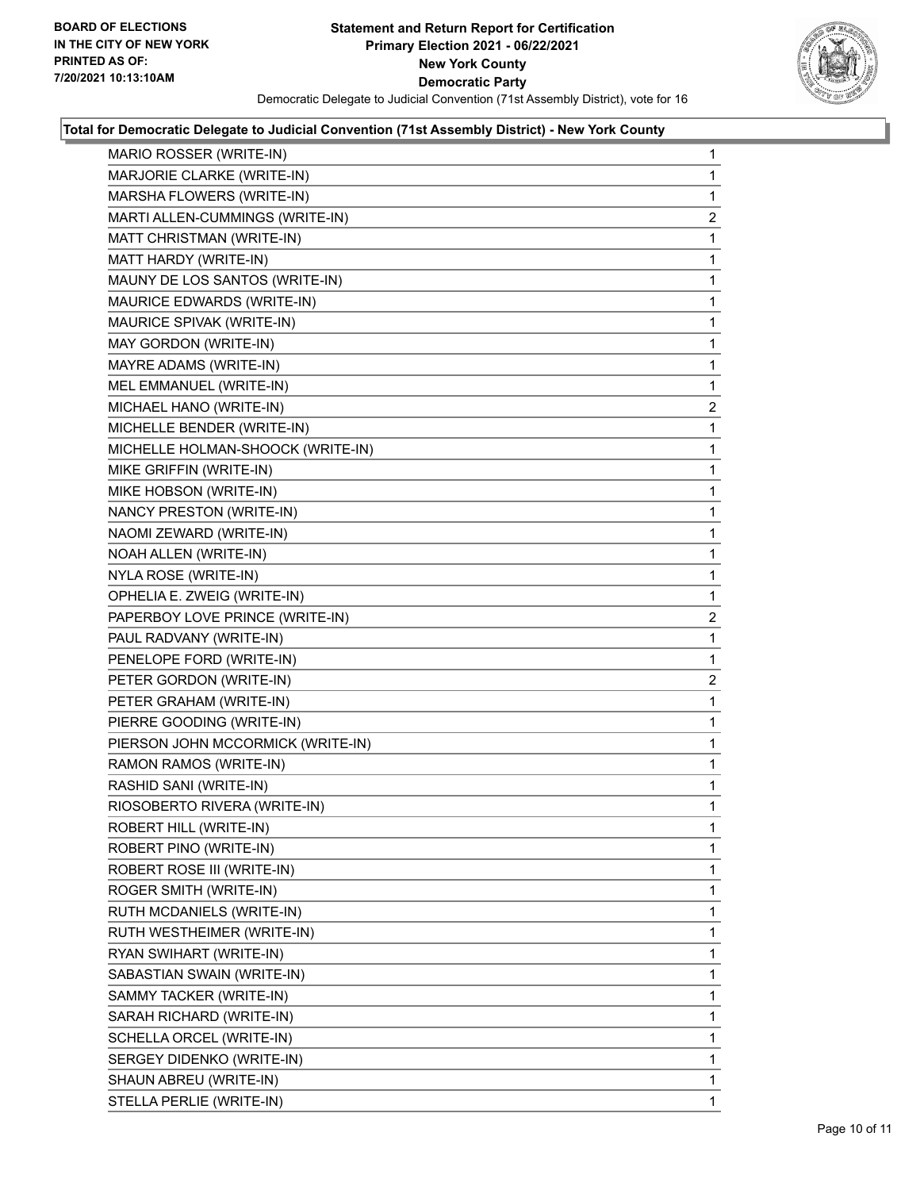**BOARD OF ELECTIONS IN THE CITY OF NEW YORK PRINTED AS OF: 7/20/2021 10:13:10AM**

**Statement and Return Report for Certification Primary Election 2021 - 06/22/2021 New York County Democratic Party**

Democratic Delegate to Judicial Convention (71st Assembly District), vote for 16

**Total for Democratic Delegate to Judicial Convention (71st Assembly District) - New York County**

| | |
|---|---|
| MARIO ROSSER (WRITE-IN) | 1 |
| MARJORIE CLARKE (WRITE-IN) | 1 |
| MARSHA FLOWERS (WRITE-IN) | 1 |
| MARTI ALLEN-CUMMINGS (WRITE-IN) | 2 |
| MATT CHRISTMAN (WRITE-IN) | 1 |
| MATT HARDY (WRITE-IN) | 1 |
| MAUNY DE LOS SANTOS (WRITE-IN) | 1 |
| MAURICE EDWARDS (WRITE-IN) | 1 |
| MAURICE SPIVAK (WRITE-IN) | 1 |
| MAY GORDON (WRITE-IN) | 1 |
| MAYRE ADAMS (WRITE-IN) | 1 |
| MEL EMMANUEL (WRITE-IN) | 1 |
| MICHAEL HANO (WRITE-IN) | 2 |
| MICHELLE BENDER (WRITE-IN) | 1 |
| MICHELLE HOLMAN-SHOOCK (WRITE-IN) | 1 |
| MIKE GRIFFIN (WRITE-IN) | 1 |
| MIKE HOBSON (WRITE-IN) | 1 |
| NANCY PRESTON (WRITE-IN) | 1 |
| NAOMI ZEWARD (WRITE-IN) | 1 |
| NOAH ALLEN (WRITE-IN) | 1 |
| NYLA ROSE (WRITE-IN) | 1 |
| OPHELIA E. ZWEIG (WRITE-IN) | 1 |
| PAPERBOY LOVE PRINCE (WRITE-IN) | 2 |
| PAUL RADVANY (WRITE-IN) | 1 |
| PENELOPE FORD (WRITE-IN) | 1 |
| PETER GORDON (WRITE-IN) | 2 |
| PETER GRAHAM (WRITE-IN) | 1 |
| PIERRE GOODING (WRITE-IN) | 1 |
| PIERSON JOHN MCCORMICK (WRITE-IN) | 1 |
| RAMON RAMOS (WRITE-IN) | 1 |
| RASHID SANI (WRITE-IN) | 1 |
| RIOSOBERTO RIVERA (WRITE-IN) | 1 |
| ROBERT HILL (WRITE-IN) | 1 |
| ROBERT PINO (WRITE-IN) | 1 |
| ROBERT ROSE III (WRITE-IN) | 1 |
| ROGER SMITH (WRITE-IN) | 1 |
| RUTH MCDANIELS (WRITE-IN) | 1 |
| RUTH WESTHEIMER (WRITE-IN) | 1 |
| RYAN SWIHART (WRITE-IN) | 1 |
| SABASTIAN SWAIN (WRITE-IN) | 1 |
| SAMMY TACKER (WRITE-IN) | 1 |
| SARAH RICHARD (WRITE-IN) | 1 |
| SCHELLA ORCEL (WRITE-IN) | 1 |
| SERGEY DIDENKO (WRITE-IN) | 1 |
| SHAUN ABREU (WRITE-IN) | 1 |
| STELLA PERLIE (WRITE-IN) | 1 |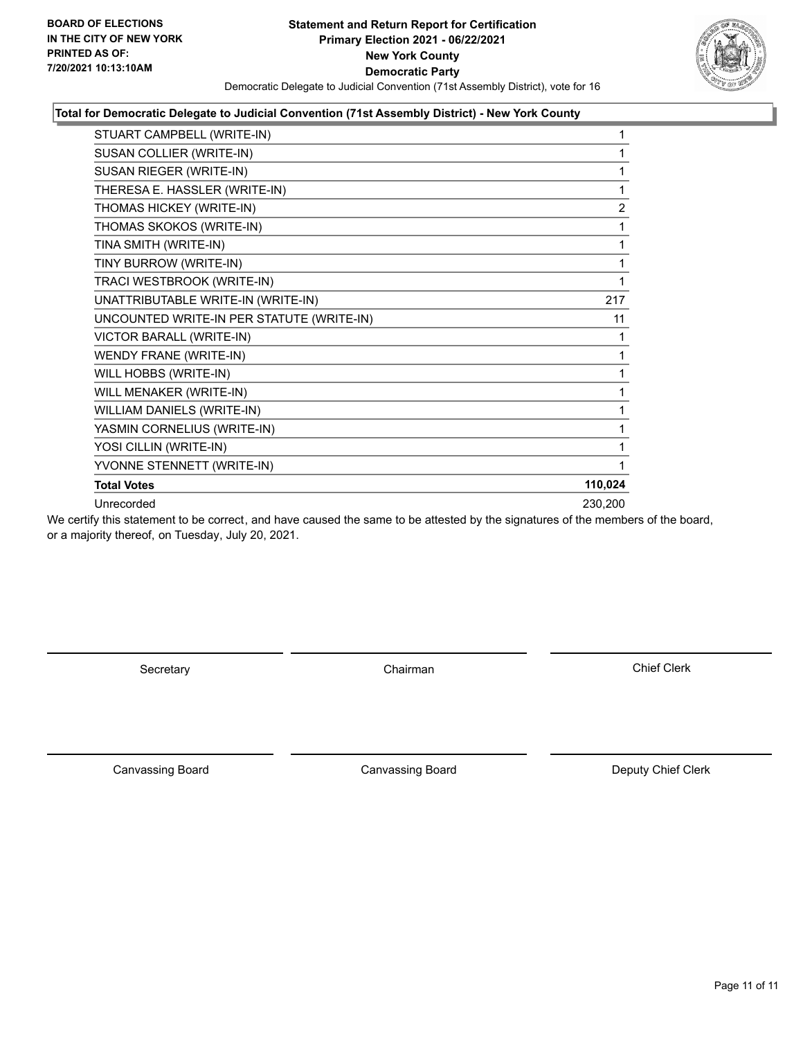**Total for Democratic Delegate to Judicial Convention (71st Assembly District) - New York County**

| | |
|---|---|
| STUART CAMPBELL (WRITE-IN) | 1 |
| SUSAN COLLIER (WRITE-IN) | 1 |
| SUSAN RIEGER (WRITE-IN) | 1 |
| THERESA E. HASSLER (WRITE-IN) | 1 |
| THOMAS HICKEY (WRITE-IN) | 2 |
| THOMAS SKOKOS (WRITE-IN) | 1 |
| TINA SMITH (WRITE-IN) | 1 |
| TINY BURROW (WRITE-IN) | 1 |
| TRACI WESTBROOK (WRITE-IN) | 1 |
| UNATTRIBUTABLE WRITE-IN (WRITE-IN) | 217 |
| UNCOUNTED WRITE-IN PER STATUTE (WRITE-IN) | 11 |
| VICTOR BARALL (WRITE-IN) | 1 |
| WENDY FRANE (WRITE-IN) | 1 |
| WILL HOBBS (WRITE-IN) | 1 |
| WILL MENAKER (WRITE-IN) | 1 |
| WILLIAM DANIELS (WRITE-IN) | 1 |
| YASMIN CORNELIUS (WRITE-IN) | 1 |
| YOSI CILLIN (WRITE-IN) | 1 |
| YVONNE STENNETT (WRITE-IN) | 1 |
| **Total Votes** | **110,024** |
| Unrecorded | 230,200 |

We certify this statement to be correct, and have caused the same to be attested by the signatures of the members of the board, or a majority thereof, on Tuesday, July 20, 2021.

Secretary

Chairman

Chief Clerk

Canvassing Board

Canvassing Board

Deputy Chief Clerk